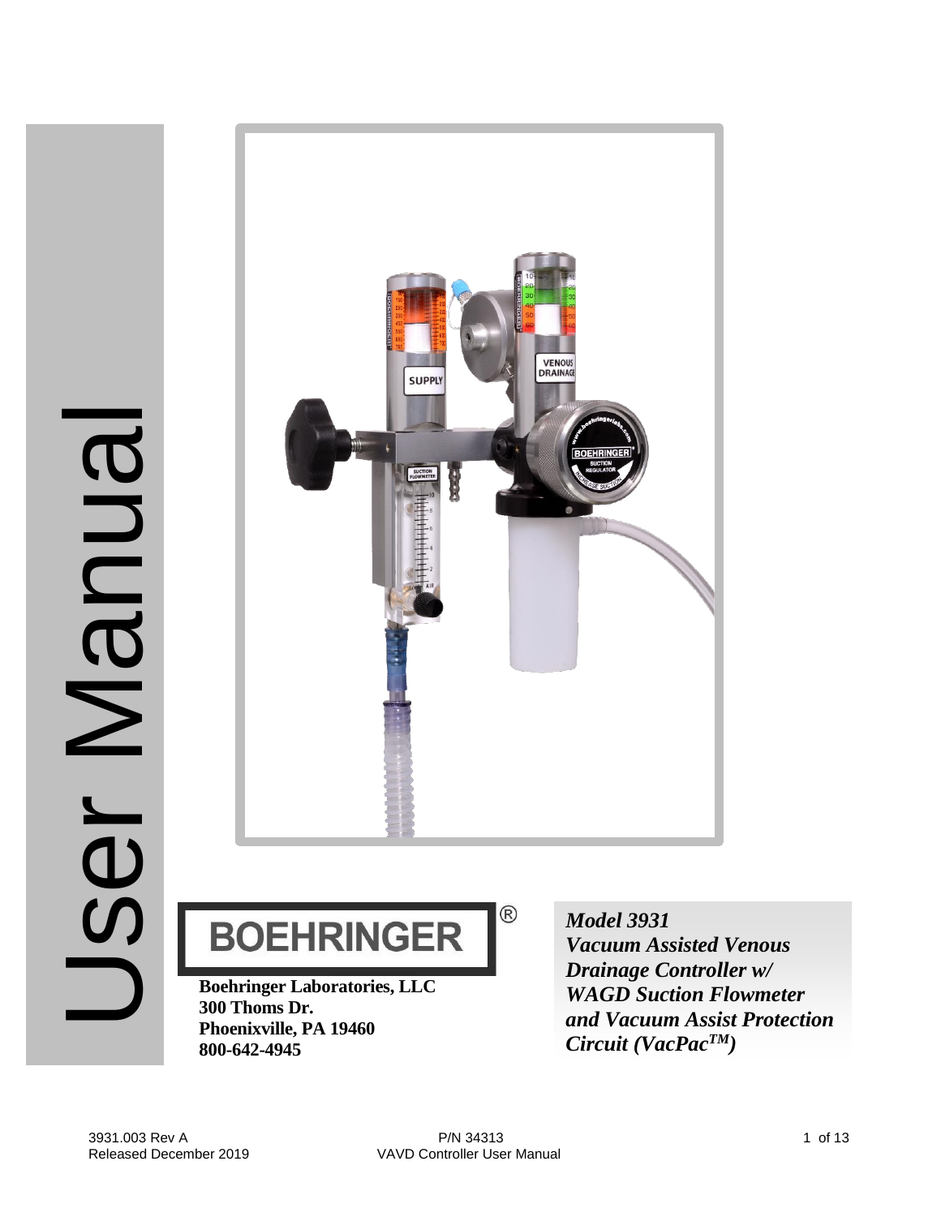# User Manual

BOEHRINGER®

**Boehringer Laboratories, LLC**
**300 Thoms Dr.**
**Phoenixville, PA 19460**
**800-642-4945**

***Model 3931***
***Vacuum Assisted Venous Drainage Controller w/ WAGD Suction Flowmeter and Vacuum Assist Protection Circuit (VacPac™)***

3931.003 Rev A
Released December 2019

P/N 34313
VAVD Controller User Manual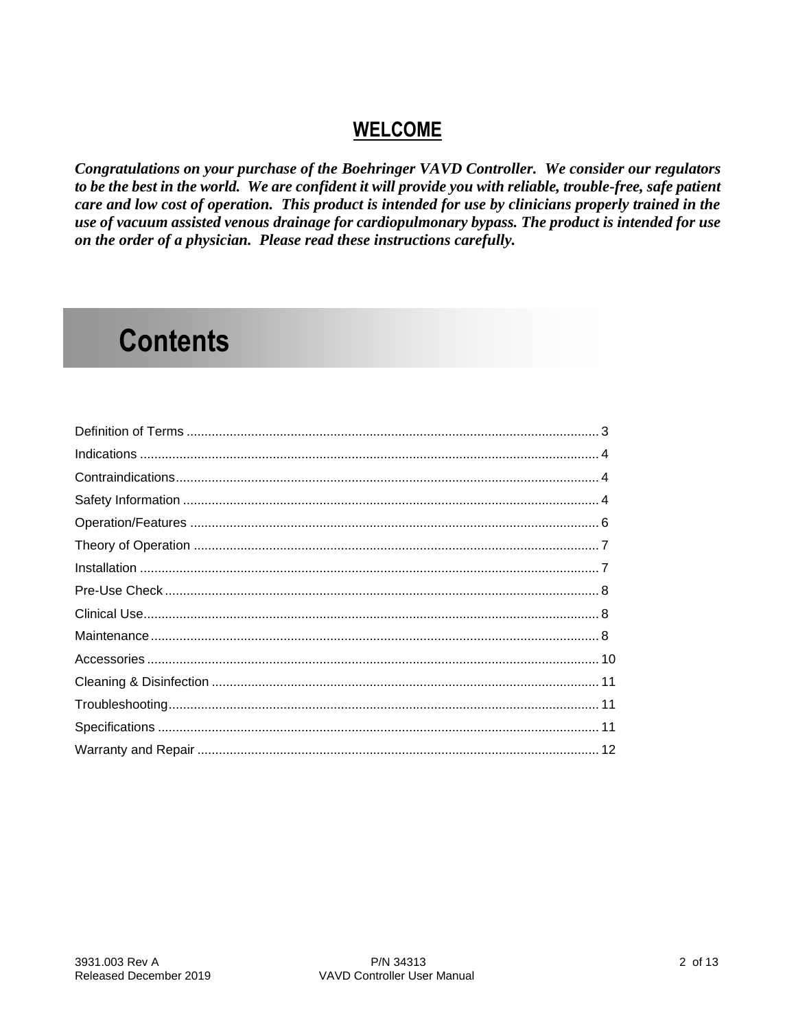# WELCOME

***Congratulations on your purchase of the Boehringer VAVD Controller. We consider our regulators to be the best in the world. We are confident it will provide you with reliable, trouble-free, safe patient care and low cost of operation. This product is intended for use by clinicians properly trained in the use of vacuum assisted venous drainage for cardiopulmonary bypass. The product is intended for use on the order of a physician. Please read these instructions carefully.***

# Contents

Definition of Terms .......... 3
Indications .......... 4
Contraindications .......... 4
Safety Information .......... 4
Operation/Features .......... 6
Theory of Operation .......... 7
Installation .......... 7
Pre-Use Check .......... 8
Clinical Use .......... 8
Maintenance .......... 8
Accessories .......... 10
Cleaning & Disinfection .......... 11
Troubleshooting .......... 11
Specifications .......... 11
Warranty and Repair .......... 12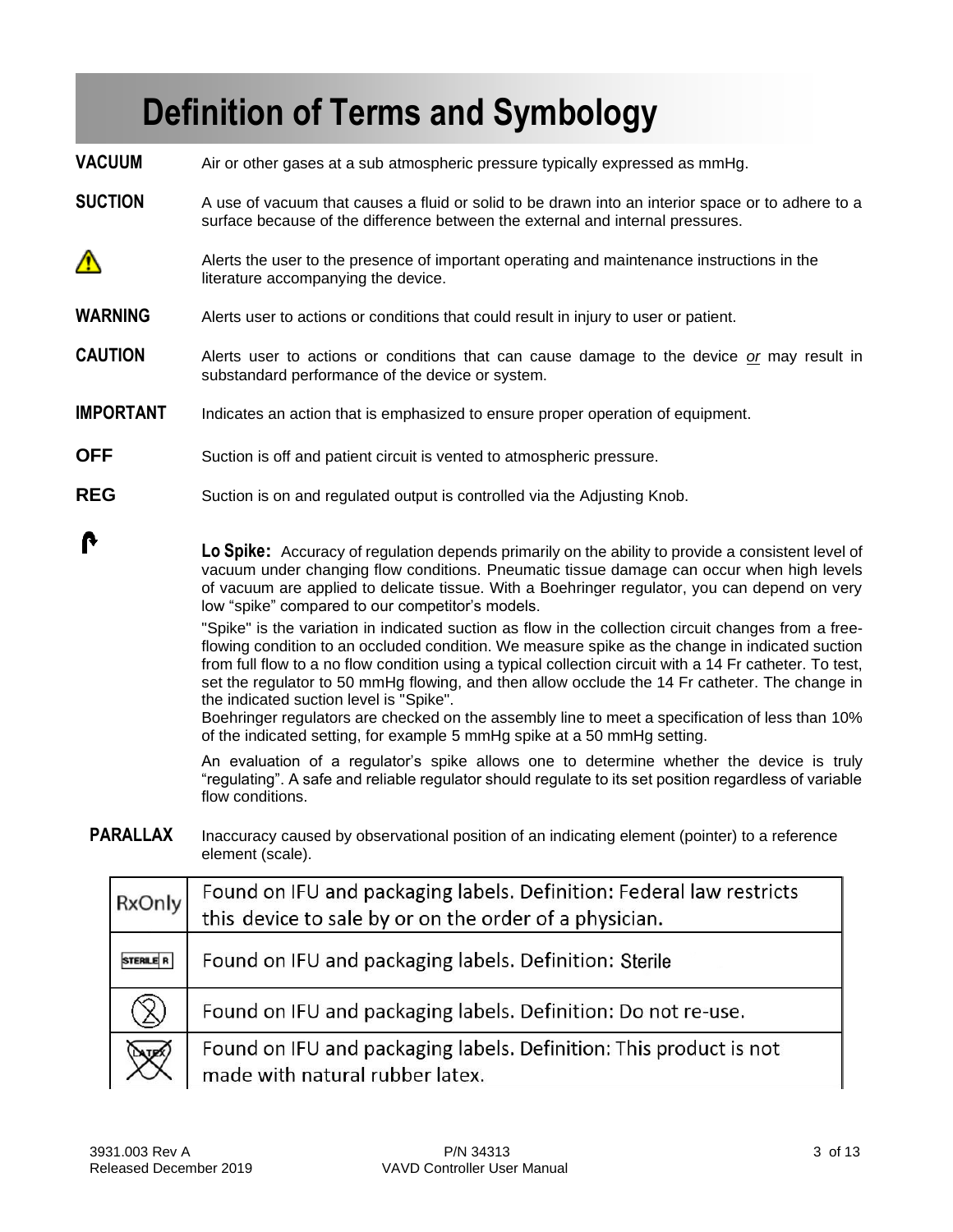# Definition of Terms and Symbology

**VACUUM** Air or other gases at a sub atmospheric pressure typically expressed as mmHg.

**SUCTION** A use of vacuum that causes a fluid or solid to be drawn into an interior space or to adhere to a surface because of the difference between the external and internal pressures.

⚠ Alerts the user to the presence of important operating and maintenance instructions in the literature accompanying the device.

**WARNING** Alerts user to actions or conditions that could result in injury to user or patient.

**CAUTION** Alerts user to actions or conditions that can cause damage to the device *or* may result in substandard performance of the device or system.

**IMPORTANT** Indicates an action that is emphasized to ensure proper operation of equipment.

**OFF** Suction is off and patient circuit is vented to atmospheric pressure.

**REG** Suction is on and regulated output is controlled via the Adjusting Knob.

**Lo Spike:** Accuracy of regulation depends primarily on the ability to provide a consistent level of vacuum under changing flow conditions. Pneumatic tissue damage can occur when high levels of vacuum are applied to delicate tissue. With a Boehringer regulator, you can depend on very low "spike" compared to our competitor's models.

"Spike" is the variation in indicated suction as flow in the collection circuit changes from a free-flowing condition to an occluded condition. We measure spike as the change in indicated suction from full flow to a no flow condition using a typical collection circuit with a 14 Fr catheter. To test, set the regulator to 50 mmHg flowing, and then allow occlude the 14 Fr catheter. The change in the indicated suction level is "Spike".
Boehringer regulators are checked on the assembly line to meet a specification of less than 10% of the indicated setting, for example 5 mmHg spike at a 50 mmHg setting.

An evaluation of a regulator's spike allows one to determine whether the device is truly "regulating". A safe and reliable regulator should regulate to its set position regardless of variable flow conditions.

**PARALLAX** Inaccuracy caused by observational position of an indicating element (pointer) to a reference element (scale).

| Symbol | Definition |
|---|---|
| RxOnly | Found on IFU and packaging labels. Definition: Federal law restricts this device to sale by or on the order of a physician. |
| STERILE R | Found on IFU and packaging labels. Definition: Sterile |
| (Do not re-use symbol) | Found on IFU and packaging labels. Definition: Do not re-use. |
| (LATEX crossed out) | Found on IFU and packaging labels. Definition: This product is not made with natural rubber latex. |

3931.003 Rev A
Released December 2019
P/N 34313
VAVD Controller User Manual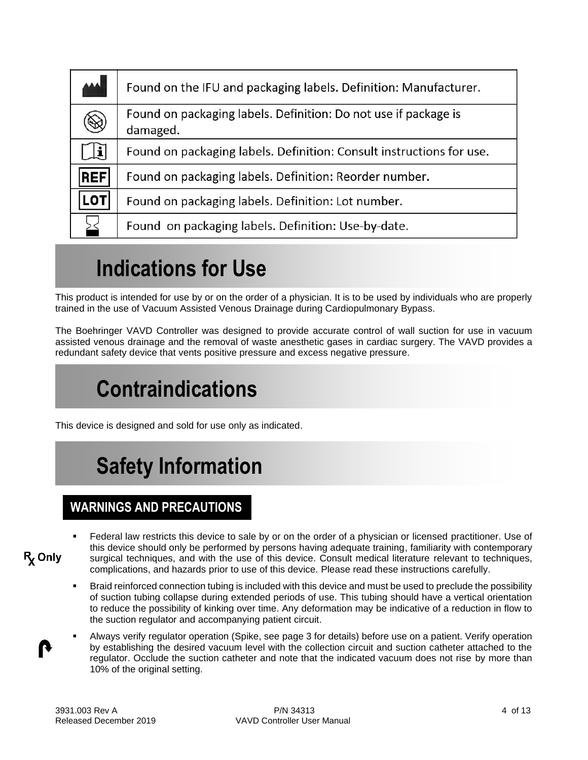| Symbol | Description |
| --- | --- |
| | Found on the IFU and packaging labels. Definition: Manufacturer. |
| | Found on packaging labels. Definition: Do not use if package is damaged. |
| | Found on packaging labels. Definition: Consult instructions for use. |
| REF | Found on packaging labels. Definition: Reorder number. |
| LOT | Found on packaging labels. Definition: Lot number. |
| | Found on packaging labels. Definition: Use-by-date. |

# Indications for Use

This product is intended for use by or on the order of a physician. It is to be used by individuals who are properly trained in the use of Vacuum Assisted Venous Drainage during Cardiopulmonary Bypass.

The Boehringer VAVD Controller was designed to provide accurate control of wall suction for use in vacuum assisted venous drainage and the removal of waste anesthetic gases in cardiac surgery. The VAVD provides a redundant safety device that vents positive pressure and excess negative pressure.

# Contraindications

This device is designed and sold for use only as indicated.

# Safety Information

## WARNINGS AND PRECAUTIONS

Rx Only

- Federal law restricts this device to sale by or on the order of a physician or licensed practitioner. Use of this device should only be performed by persons having adequate training, familiarity with contemporary surgical techniques, and with the use of this device. Consult medical literature relevant to techniques, complications, and hazards prior to use of this device. Please read these instructions carefully.
- Braid reinforced connection tubing is included with this device and must be used to preclude the possibility of suction tubing collapse during extended periods of use. This tubing should have a vertical orientation to reduce the possibility of kinking over time. Any deformation may be indicative of a reduction in flow to the suction regulator and accompanying patient circuit.
- Always verify regulator operation (Spike, see page 3 for details) before use on a patient. Verify operation by establishing the desired vacuum level with the collection circuit and suction catheter attached to the regulator. Occlude the suction catheter and note that the indicated vacuum does not rise by more than 10% of the original setting.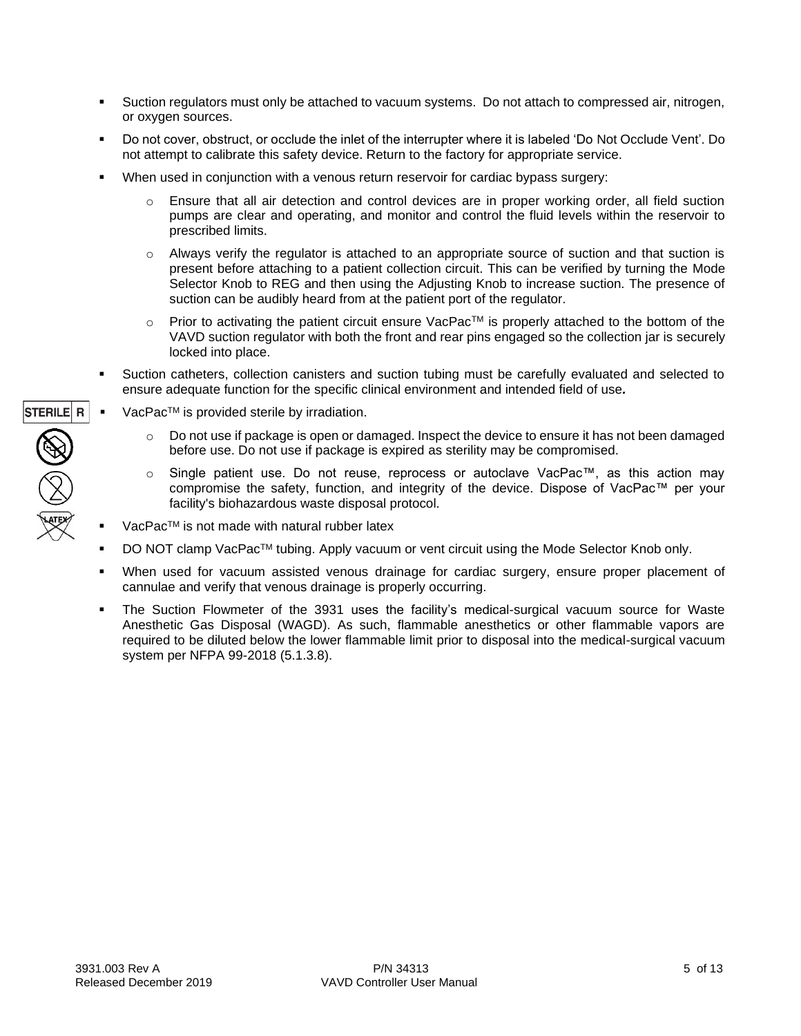- Suction regulators must only be attached to vacuum systems. Do not attach to compressed air, nitrogen, or oxygen sources.
- Do not cover, obstruct, or occlude the inlet of the interrupter where it is labeled 'Do Not Occlude Vent'. Do not attempt to calibrate this safety device. Return to the factory for appropriate service.
- When used in conjunction with a venous return reservoir for cardiac bypass surgery:
  - Ensure that all air detection and control devices are in proper working order, all field suction pumps are clear and operating, and monitor and control the fluid levels within the reservoir to prescribed limits.
  - Always verify the regulator is attached to an appropriate source of suction and that suction is present before attaching to a patient collection circuit. This can be verified by turning the Mode Selector Knob to REG and then using the Adjusting Knob to increase suction. The presence of suction can be audibly heard from at the patient port of the regulator.
  - Prior to activating the patient circuit ensure VacPac™ is properly attached to the bottom of the VAVD suction regulator with both the front and rear pins engaged so the collection jar is securely locked into place.
- Suction catheters, collection canisters and suction tubing must be carefully evaluated and selected to ensure adequate function for the specific clinical environment and intended field of use***.***

STERILE R

- VacPac™ is provided sterile by irradiation.
  - Do not use if package is open or damaged. Inspect the device to ensure it has not been damaged before use. Do not use if package is expired as sterility may be compromised.
  - Single patient use. Do not reuse, reprocess or autoclave VacPac™, as this action may compromise the safety, function, and integrity of the device. Dispose of VacPac™ per your facility's biohazardous waste disposal protocol.
- VacPac™ is not made with natural rubber latex
- DO NOT clamp VacPac™ tubing. Apply vacuum or vent circuit using the Mode Selector Knob only.
- When used for vacuum assisted venous drainage for cardiac surgery, ensure proper placement of cannulae and verify that venous drainage is properly occurring.
- The Suction Flowmeter of the 3931 uses the facility's medical-surgical vacuum source for Waste Anesthetic Gas Disposal (WAGD). As such, flammable anesthetics or other flammable vapors are required to be diluted below the lower flammable limit prior to disposal into the medical-surgical vacuum system per NFPA 99-2018 (5.1.3.8).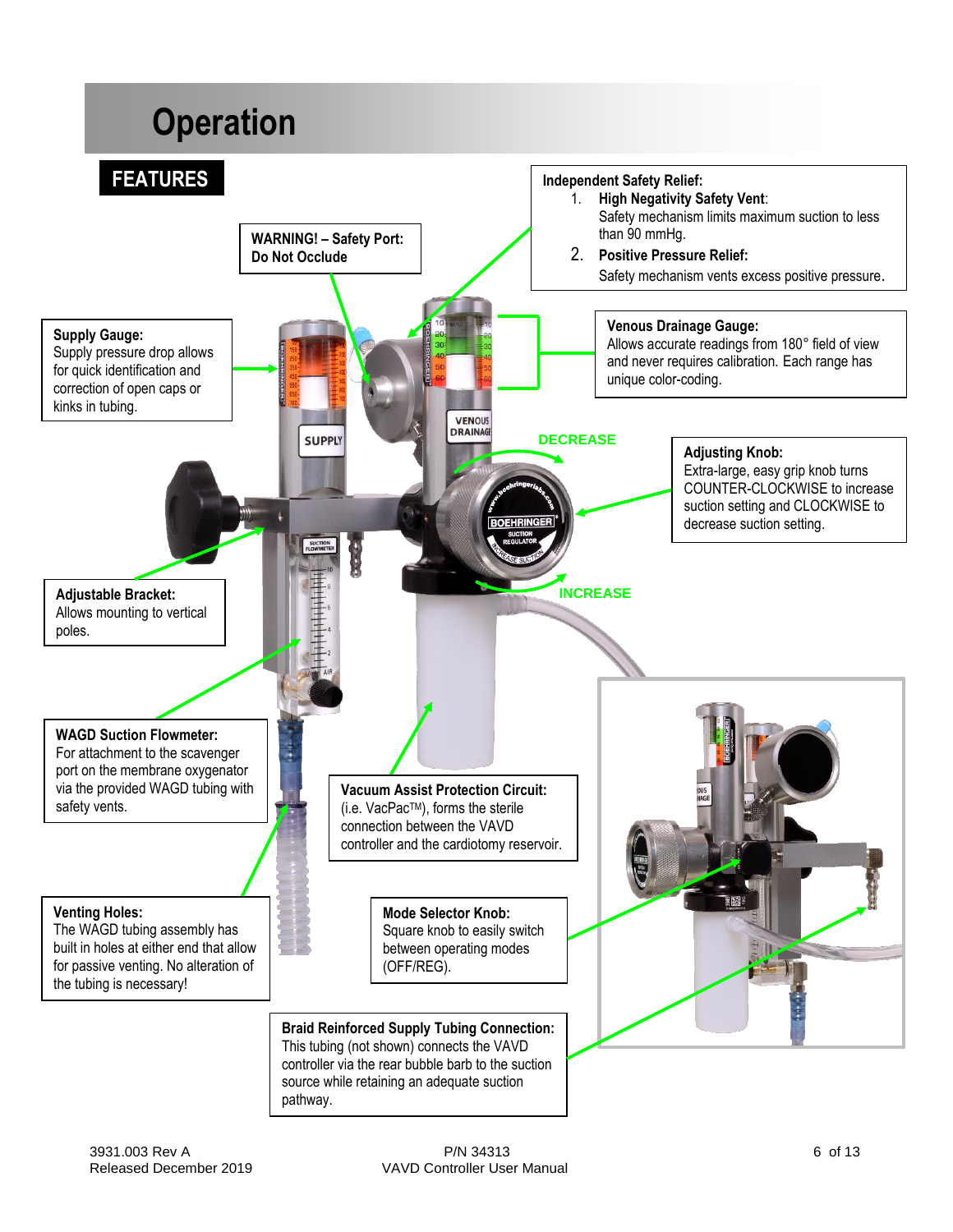# Operation

## FEATURES

**WARNING! – Safety Port: Do Not Occlude**

**Independent Safety Relief:**

1. **High Negativity Safety Vent**: Safety mechanism limits maximum suction to less than 90 mmHg.
2. **Positive Pressure Relief:** Safety mechanism vents excess positive pressure.

**Supply Gauge:** Supply pressure drop allows for quick identification and correction of open caps or kinks in tubing.

**Venous Drainage Gauge:** Allows accurate readings from 180° field of view and never requires calibration. Each range has unique color-coding.

DECREASE

**Adjusting Knob:** Extra-large, easy grip knob turns COUNTER-CLOCKWISE to increase suction setting and CLOCKWISE to decrease suction setting.

INCREASE

**Adjustable Bracket:** Allows mounting to vertical poles.

**WAGD Suction Flowmeter:** For attachment to the scavenger port on the membrane oxygenator via the provided WAGD tubing with safety vents.

**Vacuum Assist Protection Circuit:** (i.e. VacPac™), forms the sterile connection between the VAVD controller and the cardiotomy reservoir.

**Venting Holes:** The WAGD tubing assembly has built in holes at either end that allow for passive venting. No alteration of the tubing is necessary!

**Mode Selector Knob:** Square knob to easily switch between operating modes (OFF/REG).

**Braid Reinforced Supply Tubing Connection:** This tubing (not shown) connects the VAVD controller via the rear bubble barb to the suction source while retaining an adequate suction pathway.

3931.003 Rev A
Released December 2019

P/N 34313
VAVD Controller User Manual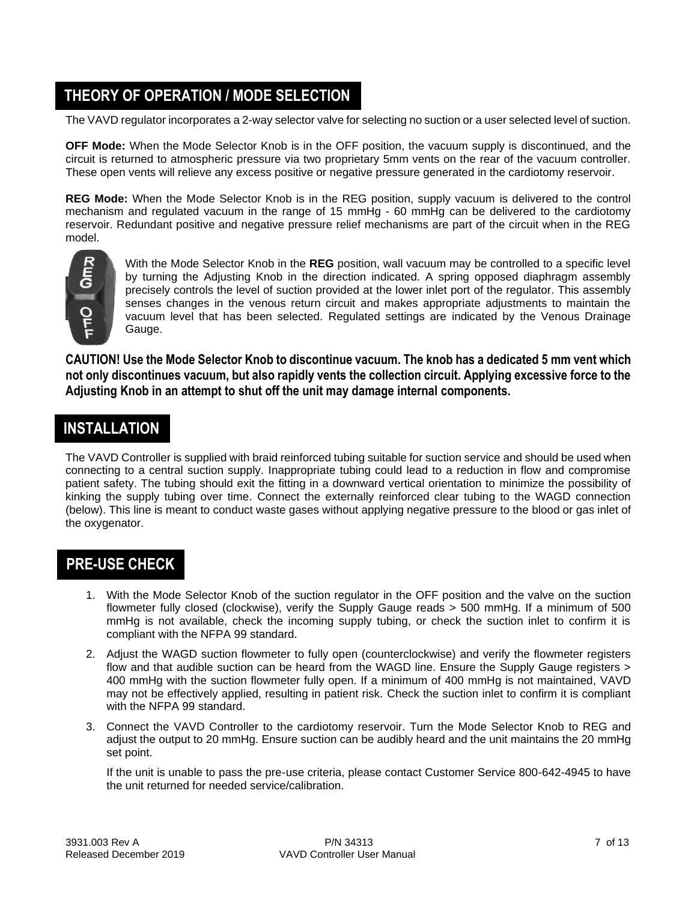## THEORY OF OPERATION / MODE SELECTION

The VAVD regulator incorporates a 2-way selector valve for selecting no suction or a user selected level of suction.

**OFF Mode:** When the Mode Selector Knob is in the OFF position, the vacuum supply is discontinued, and the circuit is returned to atmospheric pressure via two proprietary 5mm vents on the rear of the vacuum controller. These open vents will relieve any excess positive or negative pressure generated in the cardiotomy reservoir.

**REG Mode:** When the Mode Selector Knob is in the REG position, supply vacuum is delivered to the control mechanism and regulated vacuum in the range of 15 mmHg - 60 mmHg can be delivered to the cardiotomy reservoir. Redundant positive and negative pressure relief mechanisms are part of the circuit when in the REG model.

With the Mode Selector Knob in the **REG** position, wall vacuum may be controlled to a specific level by turning the Adjusting Knob in the direction indicated. A spring opposed diaphragm assembly precisely controls the level of suction provided at the lower inlet port of the regulator. This assembly senses changes in the venous return circuit and makes appropriate adjustments to maintain the vacuum level that has been selected. Regulated settings are indicated by the Venous Drainage Gauge.

**CAUTION! Use the Mode Selector Knob to discontinue vacuum. The knob has a dedicated 5 mm vent which not only discontinues vacuum, but also rapidly vents the collection circuit. Applying excessive force to the Adjusting Knob in an attempt to shut off the unit may damage internal components.**

## INSTALLATION

The VAVD Controller is supplied with braid reinforced tubing suitable for suction service and should be used when connecting to a central suction supply. Inappropriate tubing could lead to a reduction in flow and compromise patient safety. The tubing should exit the fitting in a downward vertical orientation to minimize the possibility of kinking the supply tubing over time. Connect the externally reinforced clear tubing to the WAGD connection (below). This line is meant to conduct waste gases without applying negative pressure to the blood or gas inlet of the oxygenator.

## PRE-USE CHECK

1. With the Mode Selector Knob of the suction regulator in the OFF position and the valve on the suction flowmeter fully closed (clockwise), verify the Supply Gauge reads > 500 mmHg. If a minimum of 500 mmHg is not available, check the incoming supply tubing, or check the suction inlet to confirm it is compliant with the NFPA 99 standard.
2. Adjust the WAGD suction flowmeter to fully open (counterclockwise) and verify the flowmeter registers flow and that audible suction can be heard from the WAGD line. Ensure the Supply Gauge registers > 400 mmHg with the suction flowmeter fully open. If a minimum of 400 mmHg is not maintained, VAVD may not be effectively applied, resulting in patient risk. Check the suction inlet to confirm it is compliant with the NFPA 99 standard.
3. Connect the VAVD Controller to the cardiotomy reservoir. Turn the Mode Selector Knob to REG and adjust the output to 20 mmHg. Ensure suction can be audibly heard and the unit maintains the 20 mmHg set point.

   If the unit is unable to pass the pre-use criteria, please contact Customer Service 800-642-4945 to have the unit returned for needed service/calibration.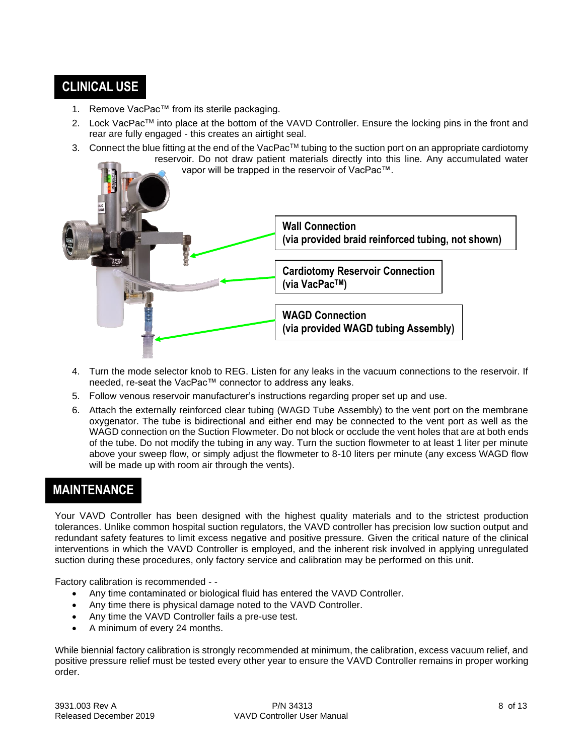## CLINICAL USE

1. Remove VacPac™ from its sterile packaging.
2. Lock VacPac™ into place at the bottom of the VAVD Controller. Ensure the locking pins in the front and rear are fully engaged - this creates an airtight seal.
3. Connect the blue fitting at the end of the VacPac™ tubing to the suction port on an appropriate cardiotomy reservoir. Do not draw patient materials directly into this line. Any accumulated water vapor will be trapped in the reservoir of VacPac™.

**Wall Connection (via provided braid reinforced tubing, not shown)**

**Cardiotomy Reservoir Connection (via VacPac™)**

**WAGD Connection (via provided WAGD tubing Assembly)**

4. Turn the mode selector knob to REG. Listen for any leaks in the vacuum connections to the reservoir. If needed, re-seat the VacPac™ connector to address any leaks.
5. Follow venous reservoir manufacturer's instructions regarding proper set up and use.
6. Attach the externally reinforced clear tubing (WAGD Tube Assembly) to the vent port on the membrane oxygenator. The tube is bidirectional and either end may be connected to the vent port as well as the WAGD connection on the Suction Flowmeter. Do not block or occlude the vent holes that are at both ends of the tube. Do not modify the tubing in any way. Turn the suction flowmeter to at least 1 liter per minute above your sweep flow, or simply adjust the flowmeter to 8-10 liters per minute (any excess WAGD flow will be made up with room air through the vents).

## MAINTENANCE

Your VAVD Controller has been designed with the highest quality materials and to the strictest production tolerances. Unlike common hospital suction regulators, the VAVD controller has precision low suction output and redundant safety features to limit excess negative and positive pressure. Given the critical nature of the clinical interventions in which the VAVD Controller is employed, and the inherent risk involved in applying unregulated suction during these procedures, only factory service and calibration may be performed on this unit.

Factory calibration is recommended - -

- Any time contaminated or biological fluid has entered the VAVD Controller.
- Any time there is physical damage noted to the VAVD Controller.
- Any time the VAVD Controller fails a pre-use test.
- A minimum of every 24 months.

While biennial factory calibration is strongly recommended at minimum, the calibration, excess vacuum relief, and positive pressure relief must be tested every other year to ensure the VAVD Controller remains in proper working order.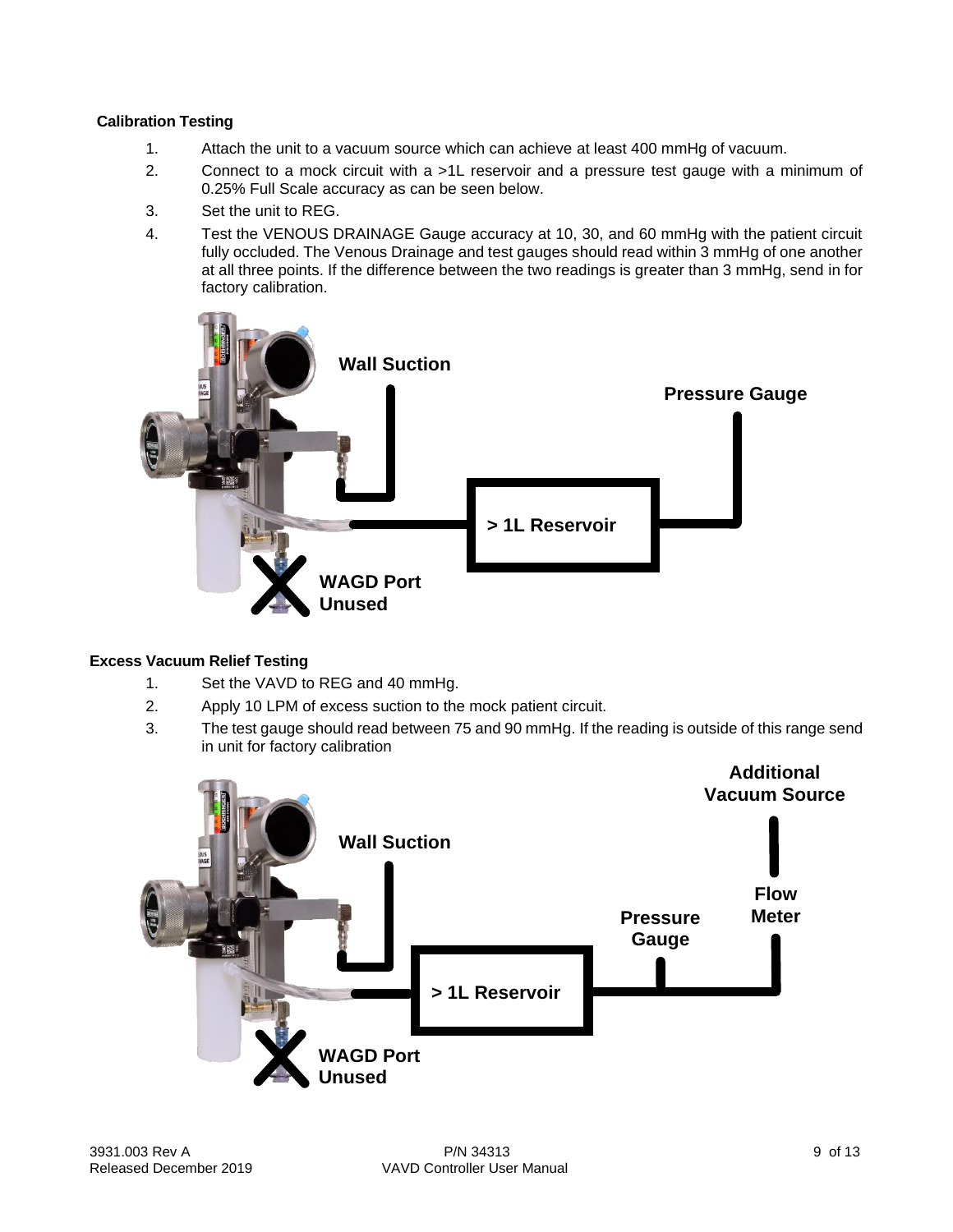**Calibration Testing**

1. Attach the unit to a vacuum source which can achieve at least 400 mmHg of vacuum.
2. Connect to a mock circuit with a >1L reservoir and a pressure test gauge with a minimum of 0.25% Full Scale accuracy as can be seen below.
3. Set the unit to REG.
4. Test the VENOUS DRAINAGE Gauge accuracy at 10, 30, and 60 mmHg with the patient circuit fully occluded. The Venous Drainage and test gauges should read within 3 mmHg of one another at all three points. If the difference between the two readings is greater than 3 mmHg, send in for factory calibration.

Wall Suction

Pressure Gauge

> 1L Reservoir

WAGD Port Unused

**Excess Vacuum Relief Testing**

1. Set the VAVD to REG and 40 mmHg.
2. Apply 10 LPM of excess suction to the mock patient circuit.
3. The test gauge should read between 75 and 90 mmHg. If the reading is outside of this range send in unit for factory calibration

Additional Vacuum Source

Wall Suction

Flow Meter

Pressure Gauge

> 1L Reservoir

WAGD Port Unused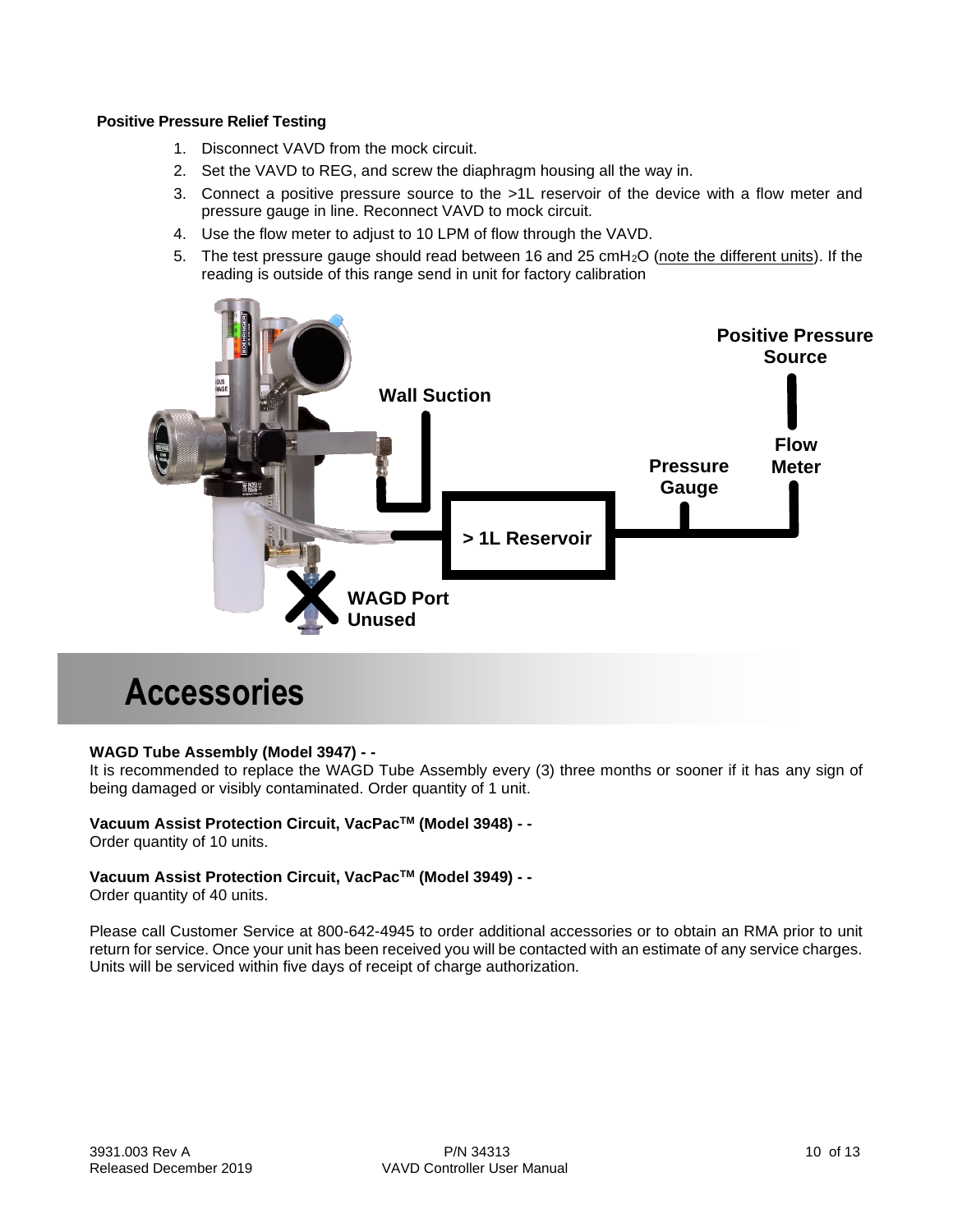**Positive Pressure Relief Testing**

1. Disconnect VAVD from the mock circuit.
2. Set the VAVD to REG, and screw the diaphragm housing all the way in.
3. Connect a positive pressure source to the >1L reservoir of the device with a flow meter and pressure gauge in line. Reconnect VAVD to mock circuit.
4. Use the flow meter to adjust to 10 LPM of flow through the VAVD.
5. The test pressure gauge should read between 16 and 25 $cmH_2O$ (note the different units). If the reading is outside of this range send in unit for factory calibration

Positive Pressure Source

Wall Suction

Flow Meter

Pressure Gauge

> 1L Reservoir

WAGD Port Unused

# Accessories

**WAGD Tube Assembly (Model 3947) - -**
It is recommended to replace the WAGD Tube Assembly every (3) three months or sooner if it has any sign of being damaged or visibly contaminated. Order quantity of 1 unit.

**Vacuum Assist Protection Circuit, VacPac™ (Model 3948) - -**
Order quantity of 10 units.

**Vacuum Assist Protection Circuit, VacPac™ (Model 3949) - -**
Order quantity of 40 units.

Please call Customer Service at 800-642-4945 to order additional accessories or to obtain an RMA prior to unit return for service. Once your unit has been received you will be contacted with an estimate of any service charges. Units will be serviced within five days of receipt of charge authorization.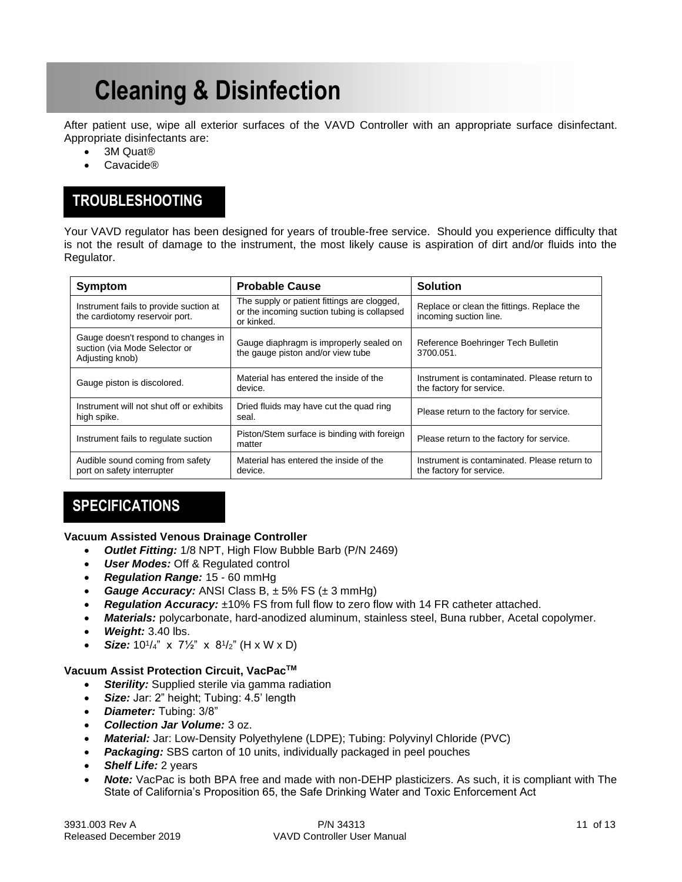# Cleaning & Disinfection

After patient use, wipe all exterior surfaces of the VAVD Controller with an appropriate surface disinfectant. Appropriate disinfectants are:

- 3M Quat®
- Cavacide®

## TROUBLESHOOTING

Your VAVD regulator has been designed for years of trouble-free service. Should you experience difficulty that is not the result of damage to the instrument, the most likely cause is aspiration of dirt and/or fluids into the Regulator.

| Symptom | Probable Cause | Solution |
|---|---|---|
| Instrument fails to provide suction at the cardiotomy reservoir port. | The supply or patient fittings are clogged, or the incoming suction tubing is collapsed or kinked. | Replace or clean the fittings. Replace the incoming suction line. |
| Gauge doesn't respond to changes in suction (via Mode Selector or Adjusting knob) | Gauge diaphragm is improperly sealed on the gauge piston and/or view tube | Reference Boehringer Tech Bulletin 3700.051. |
| Gauge piston is discolored. | Material has entered the inside of the device. | Instrument is contaminated. Please return to the factory for service. |
| Instrument will not shut off or exhibits high spike. | Dried fluids may have cut the quad ring seal. | Please return to the factory for service. |
| Instrument fails to regulate suction | Piston/Stem surface is binding with foreign matter | Please return to the factory for service. |
| Audible sound coming from safety port on safety interrupter | Material has entered the inside of the device. | Instrument is contaminated. Please return to the factory for service. |

## SPECIFICATIONS

**Vacuum Assisted Venous Drainage Controller**

- ***Outlet Fitting:*** 1/8 NPT, High Flow Bubble Barb (P/N 2469)
- ***User Modes:*** Off & Regulated control
- ***Regulation Range:*** 15 - 60 mmHg
- ***Gauge Accuracy:*** ANSI Class B, ± 5% FS (± 3 mmHg)
- ***Regulation Accuracy:*** ±10% FS from full flow to zero flow with 14 FR catheter attached.
- ***Materials:*** polycarbonate, hard-anodized aluminum, stainless steel, Buna rubber, Acetal copolymer.
- ***Weight:*** 3.40 lbs.
- ***Size:*** 10¼" x 7½" x 8½" (H x W x D)

**Vacuum Assist Protection Circuit, VacPac™**

- ***Sterility:*** Supplied sterile via gamma radiation
- ***Size:*** Jar: 2" height; Tubing: 4.5' length
- ***Diameter:*** Tubing: 3/8"
- ***Collection Jar Volume:*** 3 oz.
- ***Material:*** Jar: Low-Density Polyethylene (LDPE); Tubing: Polyvinyl Chloride (PVC)
- ***Packaging:*** SBS carton of 10 units, individually packaged in peel pouches
- ***Shelf Life:*** 2 years
- ***Note:*** VacPac is both BPA free and made with non-DEHP plasticizers. As such, it is compliant with The State of California's Proposition 65, the Safe Drinking Water and Toxic Enforcement Act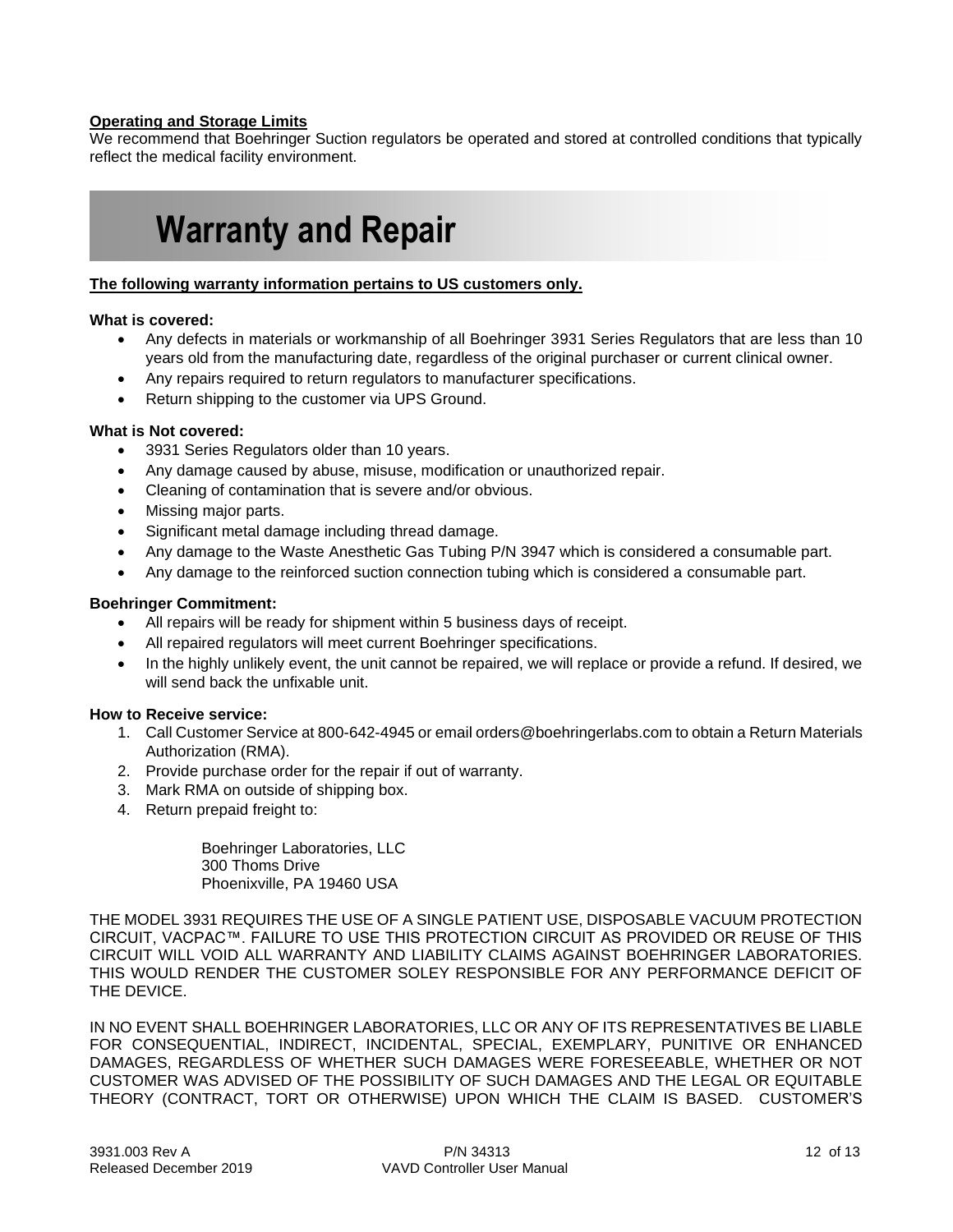**Operating and Storage Limits**

We recommend that Boehringer Suction regulators be operated and stored at controlled conditions that typically reflect the medical facility environment.

# Warranty and Repair

**The following warranty information pertains to US customers only.**

**What is covered:**

- Any defects in materials or workmanship of all Boehringer 3931 Series Regulators that are less than 10 years old from the manufacturing date, regardless of the original purchaser or current clinical owner.
- Any repairs required to return regulators to manufacturer specifications.
- Return shipping to the customer via UPS Ground.

**What is Not covered:**

- 3931 Series Regulators older than 10 years.
- Any damage caused by abuse, misuse, modification or unauthorized repair.
- Cleaning of contamination that is severe and/or obvious.
- Missing major parts.
- Significant metal damage including thread damage.
- Any damage to the Waste Anesthetic Gas Tubing P/N 3947 which is considered a consumable part.
- Any damage to the reinforced suction connection tubing which is considered a consumable part.

**Boehringer Commitment:**

- All repairs will be ready for shipment within 5 business days of receipt.
- All repaired regulators will meet current Boehringer specifications.
- In the highly unlikely event, the unit cannot be repaired, we will replace or provide a refund. If desired, we will send back the unfixable unit.

**How to Receive service:**

1. Call Customer Service at 800-642-4945 or email orders@boehringerlabs.com to obtain a Return Materials Authorization (RMA).
2. Provide purchase order for the repair if out of warranty.
3. Mark RMA on outside of shipping box.
4. Return prepaid freight to:

   Boehringer Laboratories, LLC
   300 Thoms Drive
   Phoenixville, PA 19460 USA

THE MODEL 3931 REQUIRES THE USE OF A SINGLE PATIENT USE, DISPOSABLE VACUUM PROTECTION CIRCUIT, VACPAC™. FAILURE TO USE THIS PROTECTION CIRCUIT AS PROVIDED OR REUSE OF THIS CIRCUIT WILL VOID ALL WARRANTY AND LIABILITY CLAIMS AGAINST BOEHRINGER LABORATORIES. THIS WOULD RENDER THE CUSTOMER SOLEY RESPONSIBLE FOR ANY PERFORMANCE DEFICIT OF THE DEVICE.

IN NO EVENT SHALL BOEHRINGER LABORATORIES, LLC OR ANY OF ITS REPRESENTATIVES BE LIABLE FOR CONSEQUENTIAL, INDIRECT, INCIDENTAL, SPECIAL, EXEMPLARY, PUNITIVE OR ENHANCED DAMAGES, REGARDLESS OF WHETHER SUCH DAMAGES WERE FORESEEABLE, WHETHER OR NOT CUSTOMER WAS ADVISED OF THE POSSIBILITY OF SUCH DAMAGES AND THE LEGAL OR EQUITABLE THEORY (CONTRACT, TORT OR OTHERWISE) UPON WHICH THE CLAIM IS BASED. CUSTOMER'S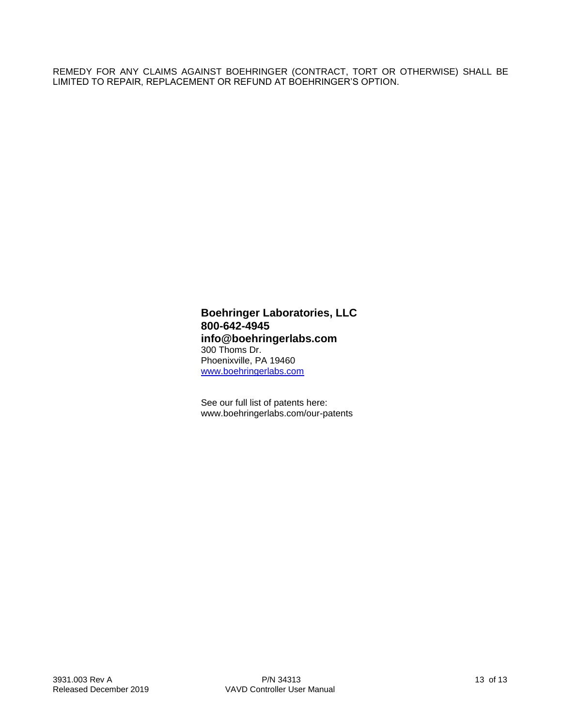REMEDY FOR ANY CLAIMS AGAINST BOEHRINGER (CONTRACT, TORT OR OTHERWISE) SHALL BE LIMITED TO REPAIR, REPLACEMENT OR REFUND AT BOEHRINGER'S OPTION.

**Boehringer Laboratories, LLC**
**800-642-4945**
**info@boehringerlabs.com**
300 Thoms Dr.
Phoenixville, PA 19460
www.boehringerlabs.com

See our full list of patents here:
www.boehringerlabs.com/our-patents